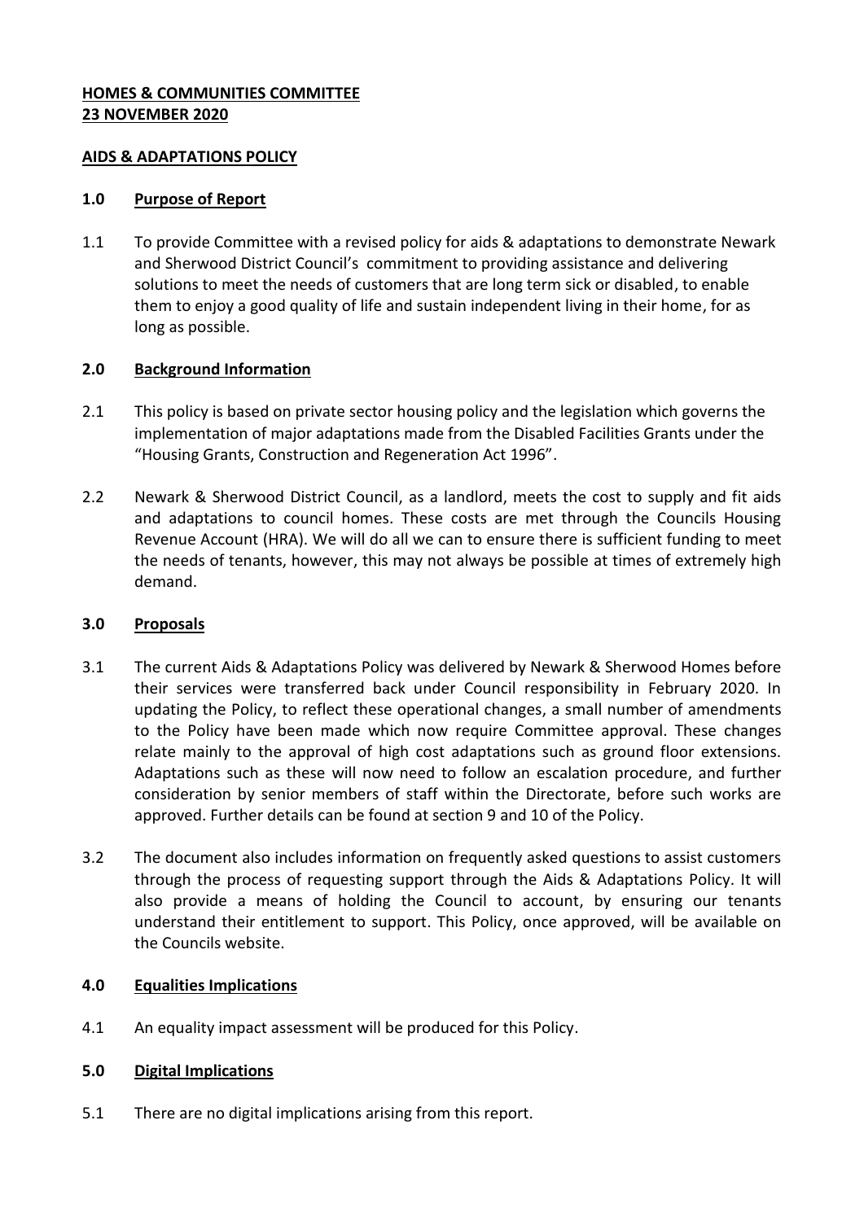**HOMES & COMMUNITIES COMMITTEE**
**23 NOVEMBER 2020**

**AIDS & ADAPTATIONS POLICY**

## 1.0 Purpose of Report

1.1 To provide Committee with a revised policy for aids & adaptations to demonstrate Newark and Sherwood District Council's commitment to providing assistance and delivering solutions to meet the needs of customers that are long term sick or disabled, to enable them to enjoy a good quality of life and sustain independent living in their home, for as long as possible.

## 2.0 Background Information

2.1 This policy is based on private sector housing policy and the legislation which governs the implementation of major adaptations made from the Disabled Facilities Grants under the "Housing Grants, Construction and Regeneration Act 1996".

2.2 Newark & Sherwood District Council, as a landlord, meets the cost to supply and fit aids and adaptations to council homes. These costs are met through the Councils Housing Revenue Account (HRA). We will do all we can to ensure there is sufficient funding to meet the needs of tenants, however, this may not always be possible at times of extremely high demand.

## 3.0 Proposals

3.1 The current Aids & Adaptations Policy was delivered by Newark & Sherwood Homes before their services were transferred back under Council responsibility in February 2020. In updating the Policy, to reflect these operational changes, a small number of amendments to the Policy have been made which now require Committee approval. These changes relate mainly to the approval of high cost adaptations such as ground floor extensions. Adaptations such as these will now need to follow an escalation procedure, and further consideration by senior members of staff within the Directorate, before such works are approved. Further details can be found at section 9 and 10 of the Policy.

3.2 The document also includes information on frequently asked questions to assist customers through the process of requesting support through the Aids & Adaptations Policy. It will also provide a means of holding the Council to account, by ensuring our tenants understand their entitlement to support. This Policy, once approved, will be available on the Councils website.

## 4.0 Equalities Implications

4.1 An equality impact assessment will be produced for this Policy.

## 5.0 Digital Implications

5.1 There are no digital implications arising from this report.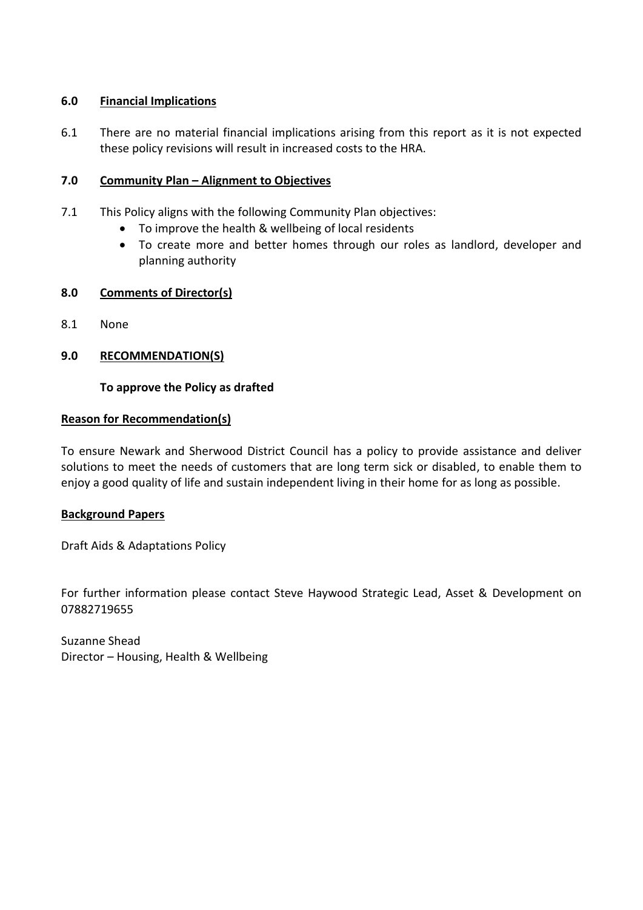## 6.0 Financial Implications

6.1 There are no material financial implications arising from this report as it is not expected these policy revisions will result in increased costs to the HRA.

## 7.0 Community Plan – Alignment to Objectives

7.1 This Policy aligns with the following Community Plan objectives:

- To improve the health & wellbeing of local residents
- To create more and better homes through our roles as landlord, developer and planning authority

## 8.0 Comments of Director(s)

8.1 None

## 9.0 RECOMMENDATION(S)

**To approve the Policy as drafted**

**Reason for Recommendation(s)**

To ensure Newark and Sherwood District Council has a policy to provide assistance and deliver solutions to meet the needs of customers that are long term sick or disabled, to enable them to enjoy a good quality of life and sustain independent living in their home for as long as possible.

**Background Papers**

Draft Aids & Adaptations Policy

For further information please contact Steve Haywood Strategic Lead, Asset & Development on 07882719655

Suzanne Shead
Director – Housing, Health & Wellbeing